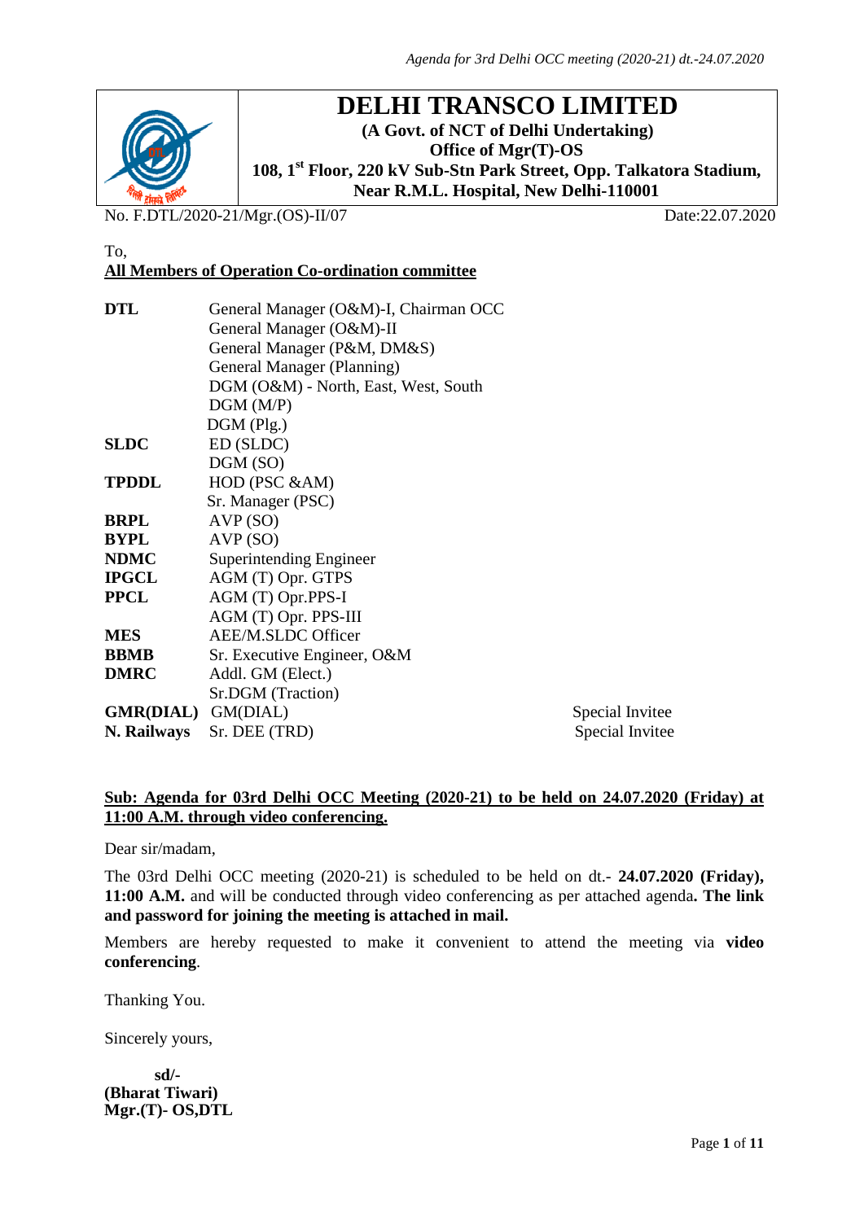# DELHI TRANSCO LIMITED

**(A Govt. of NCT of Delhi Undertaking)**
**Office of Mgr(T)-OS**
**108, 1st Floor, 220 kV Sub-Stn Park Street, Opp. Talkatora Stadium, Near R.M.L. Hospital, New Delhi-110001**

No. F.DTL/2020-21/Mgr.(OS)-II/07 Date:22.07.2020

To,
**All Members of Operation Co-ordination committee**

| | | |
|---|---|---|
| **DTL** | General Manager (O&M)-I, Chairman OCC | |
| | General Manager (O&M)-II | |
| | General Manager (P&M, DM&S) | |
| | General Manager (Planning) | |
| | DGM (O&M) - North, East, West, South | |
| | DGM (M/P) | |
| | DGM (Plg.) | |
| **SLDC** | ED (SLDC) | |
| | DGM (SO) | |
| **TPDDL** | HOD (PSC &AM) | |
| | Sr. Manager (PSC) | |
| **BRPL** | AVP (SO) | |
| **BYPL** | AVP (SO) | |
| **NDMC** | Superintending Engineer | |
| **IPGCL** | AGM (T) Opr. GTPS | |
| **PPCL** | AGM (T) Opr.PPS-I | |
| | AGM (T) Opr. PPS-III | |
| **MES** | AEE/M.SLDC Officer | |
| **BBMB** | Sr. Executive Engineer, O&M | |
| **DMRC** | Addl. GM (Elect.) | |
| | Sr.DGM (Traction) | |
| **GMR(DIAL)** | GM(DIAL) | Special Invitee |
| **N. Railways** | Sr. DEE (TRD) | Special Invitee |

**Sub: Agenda for 03rd Delhi OCC Meeting (2020-21) to be held on 24.07.2020 (Friday) at 11:00 A.M. through video conferencing.**

Dear sir/madam,

The 03rd Delhi OCC meeting (2020-21) is scheduled to be held on dt.- **24.07.2020 (Friday), 11:00 A.M.** and will be conducted through video conferencing as per attached agenda**. The link and password for joining the meeting is attached in mail.**

Members are hereby requested to make it convenient to attend the meeting via **video conferencing**.

Thanking You.

Sincerely yours,

**sd/-**
**(Bharat Tiwari)**
**Mgr.(T)- OS,DTL**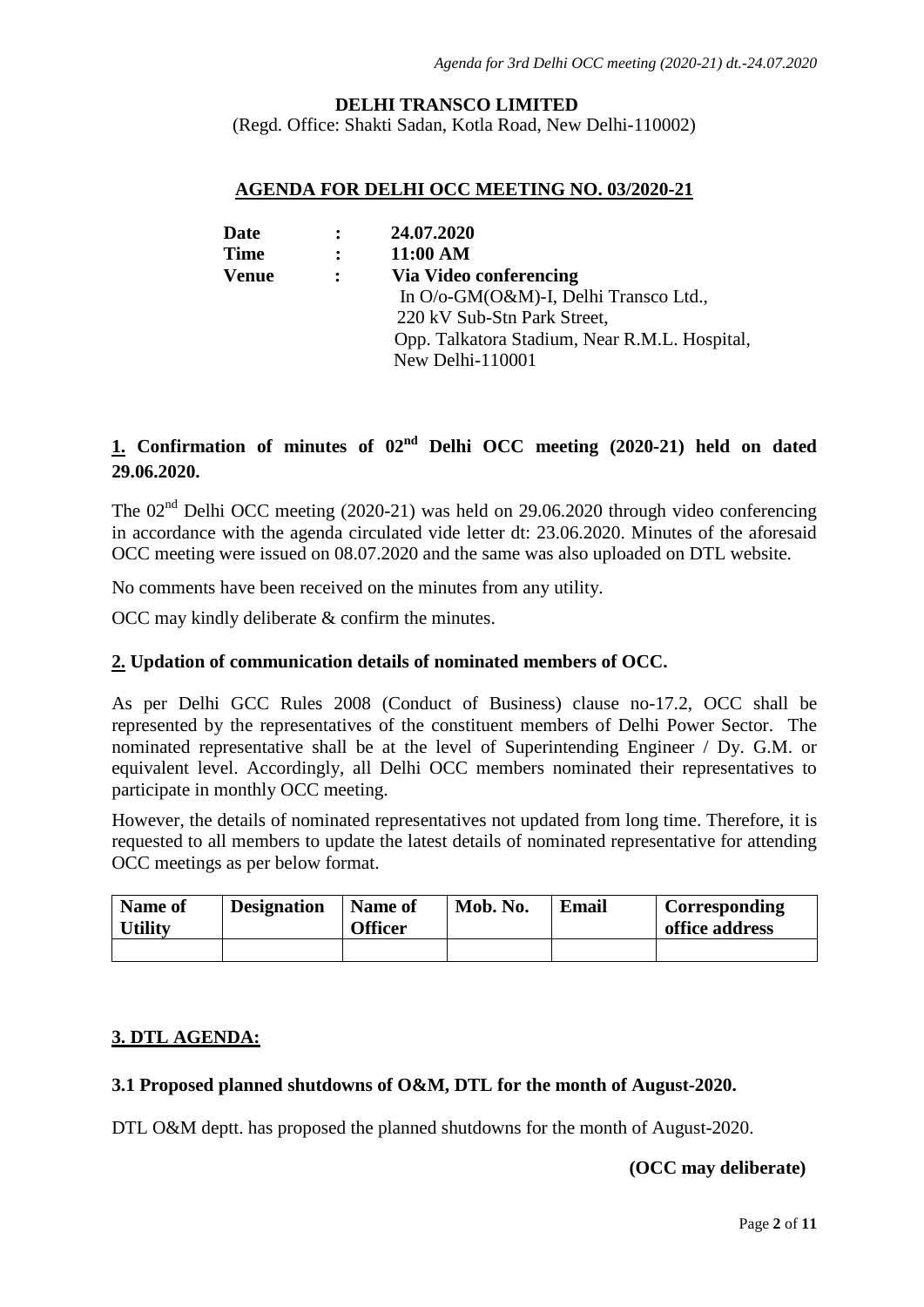**DELHI TRANSCO LIMITED**

(Regd. Office: Shakti Sadan, Kotla Road, New Delhi-110002)

## AGENDA FOR DELHI OCC MEETING NO. 03/2020-21

| | | |
|---|---|---|
| **Date** | : | **24.07.2020** |
| **Time** | : | **11:00 AM** |
| **Venue** | : | **Via Video conferencing** In O/o-GM(O&M)-I, Delhi Transco Ltd., 220 kV Sub-Stn Park Street, Opp. Talkatora Stadium, Near R.M.L. Hospital, New Delhi-110001 |

### 1. Confirmation of minutes of 02nd Delhi OCC meeting (2020-21) held on dated 29.06.2020.

The 02nd Delhi OCC meeting (2020-21) was held on 29.06.2020 through video conferencing in accordance with the agenda circulated vide letter dt: 23.06.2020. Minutes of the aforesaid OCC meeting were issued on 08.07.2020 and the same was also uploaded on DTL website.

No comments have been received on the minutes from any utility.

OCC may kindly deliberate & confirm the minutes.

### 2. Updation of communication details of nominated members of OCC.

As per Delhi GCC Rules 2008 (Conduct of Business) clause no-17.2, OCC shall be represented by the representatives of the constituent members of Delhi Power Sector. The nominated representative shall be at the level of Superintending Engineer / Dy. G.M. or equivalent level. Accordingly, all Delhi OCC members nominated their representatives to participate in monthly OCC meeting.

However, the details of nominated representatives not updated from long time. Therefore, it is requested to all members to update the latest details of nominated representative for attending OCC meetings as per below format.

| Name of Utility | Designation | Name of Officer | Mob. No. | Email | Corresponding office address |
|---|---|---|---|---|---|
| | | | | | |

### 3. DTL AGENDA:

#### 3.1 Proposed planned shutdowns of O&M, DTL for the month of August-2020.

DTL O&M deptt. has proposed the planned shutdowns for the month of August-2020.

**(OCC may deliberate)**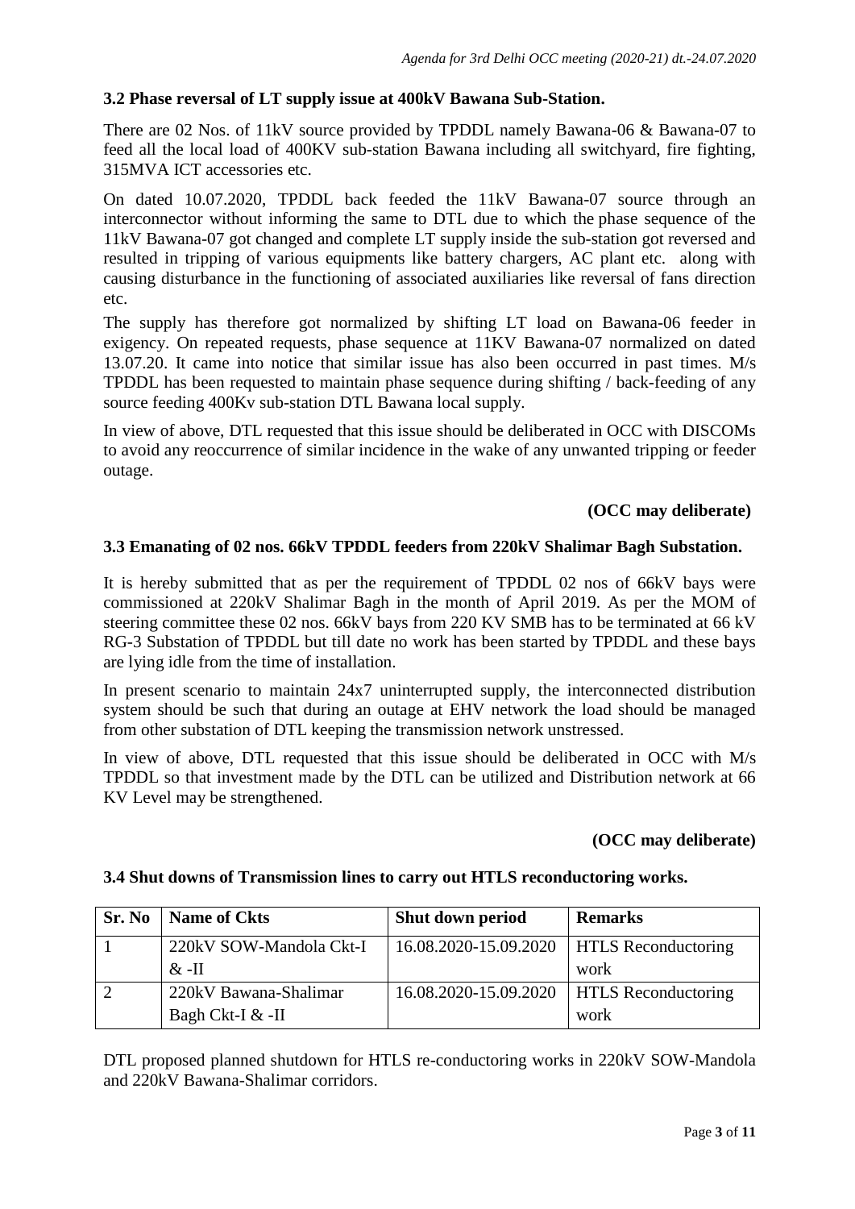### 3.2 Phase reversal of LT supply issue at 400kV Bawana Sub-Station.

There are 02 Nos. of 11kV source provided by TPDDL namely Bawana-06 & Bawana-07 to feed all the local load of 400KV sub-station Bawana including all switchyard, fire fighting, 315MVA ICT accessories etc.

On dated 10.07.2020, TPDDL back feeded the 11kV Bawana-07 source through an interconnector without informing the same to DTL due to which the phase sequence of the 11kV Bawana-07 got changed and complete LT supply inside the sub-station got reversed and resulted in tripping of various equipments like battery chargers, AC plant etc. along with causing disturbance in the functioning of associated auxiliaries like reversal of fans direction etc.

The supply has therefore got normalized by shifting LT load on Bawana-06 feeder in exigency. On repeated requests, phase sequence at 11KV Bawana-07 normalized on dated 13.07.20. It came into notice that similar issue has also been occurred in past times. M/s TPDDL has been requested to maintain phase sequence during shifting / back-feeding of any source feeding 400Kv sub-station DTL Bawana local supply.

In view of above, DTL requested that this issue should be deliberated in OCC with DISCOMs to avoid any reoccurrence of similar incidence in the wake of any unwanted tripping or feeder outage.

**(OCC may deliberate)**

### 3.3 Emanating of 02 nos. 66kV TPDDL feeders from 220kV Shalimar Bagh Substation.

It is hereby submitted that as per the requirement of TPDDL 02 nos of 66kV bays were commissioned at 220kV Shalimar Bagh in the month of April 2019. As per the MOM of steering committee these 02 nos. 66kV bays from 220 KV SMB has to be terminated at 66 kV RG-3 Substation of TPDDL but till date no work has been started by TPDDL and these bays are lying idle from the time of installation.

In present scenario to maintain 24x7 uninterrupted supply, the interconnected distribution system should be such that during an outage at EHV network the load should be managed from other substation of DTL keeping the transmission network unstressed.

In view of above, DTL requested that this issue should be deliberated in OCC with M/s TPDDL so that investment made by the DTL can be utilized and Distribution network at 66 KV Level may be strengthened.

**(OCC may deliberate)**

### 3.4 Shut downs of Transmission lines to carry out HTLS reconductoring works.

| Sr. No | Name of Ckts | Shut down period | Remarks |
|---|---|---|---|
| 1 | 220kV SOW-Mandola Ckt-I & -II | 16.08.2020-15.09.2020 | HTLS Reconductoring work |
| 2 | 220kV Bawana-Shalimar Bagh Ckt-I & -II | 16.08.2020-15.09.2020 | HTLS Reconductoring work |

DTL proposed planned shutdown for HTLS re-conductoring works in 220kV SOW-Mandola and 220kV Bawana-Shalimar corridors.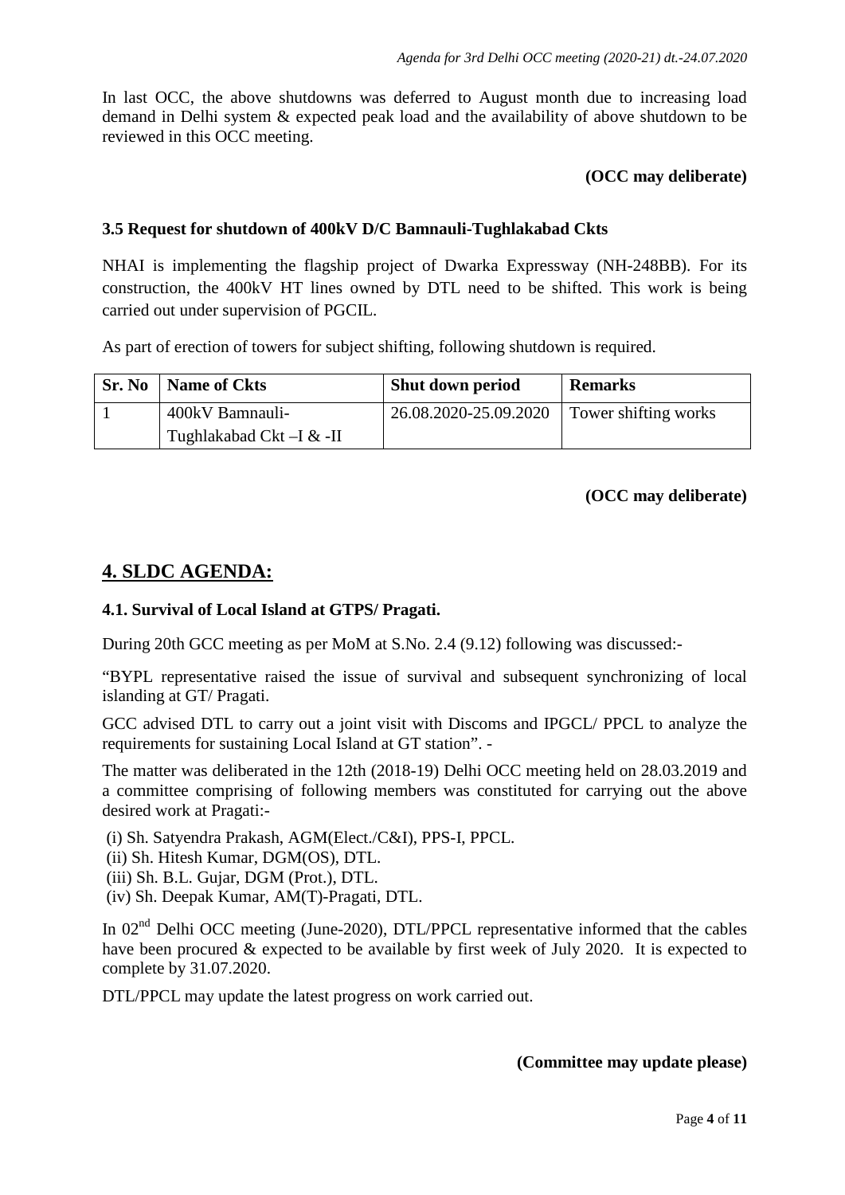In last OCC, the above shutdowns was deferred to August month due to increasing load demand in Delhi system & expected peak load and the availability of above shutdown to be reviewed in this OCC meeting.

**(OCC may deliberate)**

### 3.5 Request for shutdown of 400kV D/C Bamnauli-Tughlakabad Ckts

NHAI is implementing the flagship project of Dwarka Expressway (NH-248BB). For its construction, the 400kV HT lines owned by DTL need to be shifted. This work is being carried out under supervision of PGCIL.

As part of erection of towers for subject shifting, following shutdown is required.

| Sr. No | Name of Ckts | Shut down period | Remarks |
|---|---|---|---|
| 1 | 400kV Bamnauli-Tughlakabad Ckt –I & -II | 26.08.2020-25.09.2020 | Tower shifting works |

**(OCC may deliberate)**

## 4. SLDC AGENDA:

### 4.1. Survival of Local Island at GTPS/ Pragati.

During 20th GCC meeting as per MoM at S.No. 2.4 (9.12) following was discussed:-

"BYPL representative raised the issue of survival and subsequent synchronizing of local islanding at GT/ Pragati.

GCC advised DTL to carry out a joint visit with Discoms and IPGCL/ PPCL to analyze the requirements for sustaining Local Island at GT station". -

The matter was deliberated in the 12th (2018-19) Delhi OCC meeting held on 28.03.2019 and a committee comprising of following members was constituted for carrying out the above desired work at Pragati:-

(i) Sh. Satyendra Prakash, AGM(Elect./C&I), PPS-I, PPCL.
(ii) Sh. Hitesh Kumar, DGM(OS), DTL.
(iii) Sh. B.L. Gujar, DGM (Prot.), DTL.
(iv) Sh. Deepak Kumar, AM(T)-Pragati, DTL.

In 02nd Delhi OCC meeting (June-2020), DTL/PPCL representative informed that the cables have been procured & expected to be available by first week of July 2020. It is expected to complete by 31.07.2020.

DTL/PPCL may update the latest progress on work carried out.

**(Committee may update please)**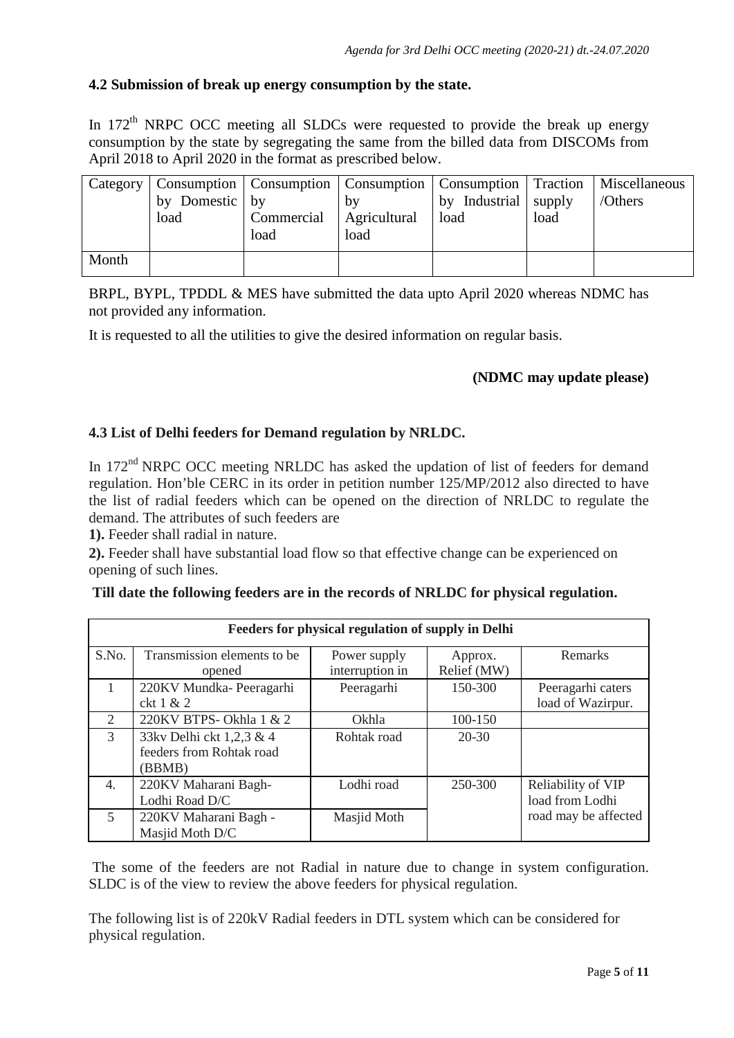### 4.2 Submission of break up energy consumption by the state.

In 172[th] NRPC OCC meeting all SLDCs were requested to provide the break up energy consumption by the state by segregating the same from the billed data from DISCOMs from April 2018 to April 2020 in the format as prescribed below.

| Category | Consumption by Domestic load | Consumption by Commercial load | Consumption by Agricultural load | Consumption by Industrial load | Traction supply load | Miscellaneous /Others |
|---|---|---|---|---|---|---|
| Month | | | | | | |

BRPL, BYPL, TPDDL & MES have submitted the data upto April 2020 whereas NDMC has not provided any information.

It is requested to all the utilities to give the desired information on regular basis.

**(NDMC may update please)**

### 4.3 List of Delhi feeders for Demand regulation by NRLDC.

In 172[nd] NRPC OCC meeting NRLDC has asked the updation of list of feeders for demand regulation. Hon'ble CERC in its order in petition number 125/MP/2012 also directed to have the list of radial feeders which can be opened on the direction of NRLDC to regulate the demand. The attributes of such feeders are

**1).** Feeder shall radial in nature.

**2).** Feeder shall have substantial load flow so that effective change can be experienced on opening of such lines.

**Till date the following feeders are in the records of NRLDC for physical regulation.**

| Feeders for physical regulation of supply in Delhi | | | | |
|---|---|---|---|---|
| S.No. | Transmission elements to be opened | Power supply interruption in | Approx. Relief (MW) | Remarks |
| 1 | 220KV Mundka- Peeragarhi ckt 1 & 2 | Peeragarhi | 150-300 | Peeragarhi caters load of Wazirpur. |
| 2 | 220KV BTPS- Okhla 1 & 2 | Okhla | 100-150 | |
| 3 | 33kv Delhi ckt 1,2,3 & 4 feeders from Rohtak road (BBMB) | Rohtak road | 20-30 | |
| 4. | 220KV Maharani Bagh-Lodhi Road D/C | Lodhi road | 250-300 | Reliability of VIP load from Lodhi road may be affected |
| 5 | 220KV Maharani Bagh - Masjid Moth D/C | Masjid Moth | | |

The some of the feeders are not Radial in nature due to change in system configuration. SLDC is of the view to review the above feeders for physical regulation.

The following list is of 220kV Radial feeders in DTL system which can be considered for physical regulation.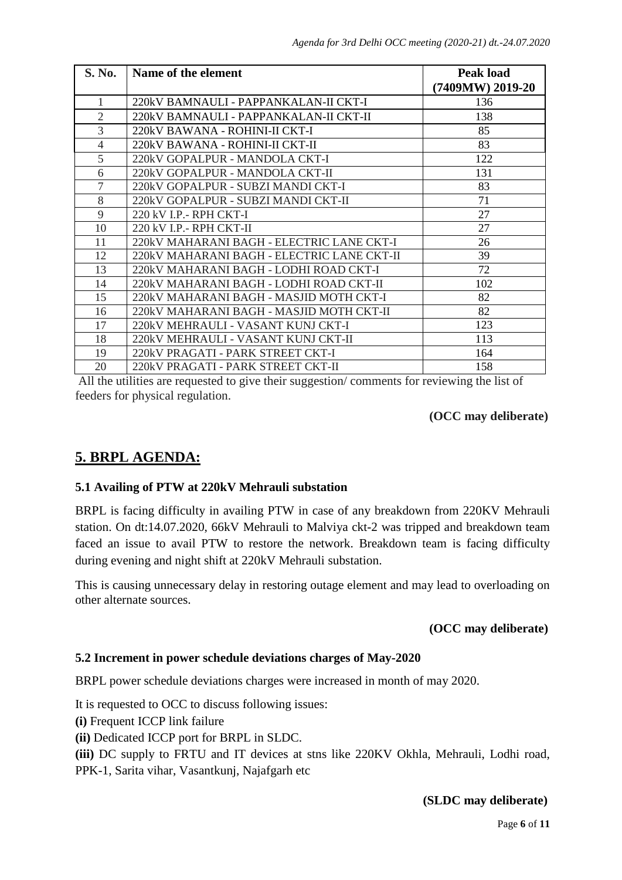| S. No. | Name of the element | Peak load (7409MW) 2019-20 |
|---|---|---|
| 1 | 220kV BAMNAULI - PAPPANKALAN-II CKT-I | 136 |
| 2 | 220kV BAMNAULI - PAPPANKALAN-II CKT-II | 138 |
| 3 | 220kV BAWANA - ROHINI-II CKT-I | 85 |
| 4 | 220kV BAWANA - ROHINI-II CKT-II | 83 |
| 5 | 220kV GOPALPUR - MANDOLA CKT-I | 122 |
| 6 | 220kV GOPALPUR - MANDOLA CKT-II | 131 |
| 7 | 220kV GOPALPUR - SUBZI MANDI CKT-I | 83 |
| 8 | 220kV GOPALPUR - SUBZI MANDI CKT-II | 71 |
| 9 | 220 kV I.P.- RPH CKT-I | 27 |
| 10 | 220 kV I.P.- RPH CKT-II | 27 |
| 11 | 220kV MAHARANI BAGH - ELECTRIC LANE CKT-I | 26 |
| 12 | 220kV MAHARANI BAGH - ELECTRIC LANE CKT-II | 39 |
| 13 | 220kV MAHARANI BAGH - LODHI ROAD CKT-I | 72 |
| 14 | 220kV MAHARANI BAGH - LODHI ROAD CKT-II | 102 |
| 15 | 220kV MAHARANI BAGH - MASJID MOTH CKT-I | 82 |
| 16 | 220kV MAHARANI BAGH - MASJID MOTH CKT-II | 82 |
| 17 | 220kV MEHRAULI - VASANT KUNJ CKT-I | 123 |
| 18 | 220kV MEHRAULI - VASANT KUNJ CKT-II | 113 |
| 19 | 220kV PRAGATI - PARK STREET CKT-I | 164 |
| 20 | 220kV PRAGATI - PARK STREET CKT-II | 158 |

All the utilities are requested to give their suggestion/ comments for reviewing the list of feeders for physical regulation.

**(OCC may deliberate)**

## 5. BRPL AGENDA:

### 5.1 Availing of PTW at 220kV Mehrauli substation

BRPL is facing difficulty in availing PTW in case of any breakdown from 220KV Mehrauli station. On dt:14.07.2020, 66kV Mehrauli to Malviya ckt-2 was tripped and breakdown team faced an issue to avail PTW to restore the network. Breakdown team is facing difficulty during evening and night shift at 220kV Mehrauli substation.

This is causing unnecessary delay in restoring outage element and may lead to overloading on other alternate sources.

**(OCC may deliberate)**

### 5.2 Increment in power schedule deviations charges of May-2020

BRPL power schedule deviations charges were increased in month of may 2020.

It is requested to OCC to discuss following issues:

**(i)** Frequent ICCP link failure

**(ii)** Dedicated ICCP port for BRPL in SLDC.

**(iii)** DC supply to FRTU and IT devices at stns like 220KV Okhla, Mehrauli, Lodhi road, PPK-1, Sarita vihar, Vasantkunj, Najafgarh etc

**(SLDC may deliberate)**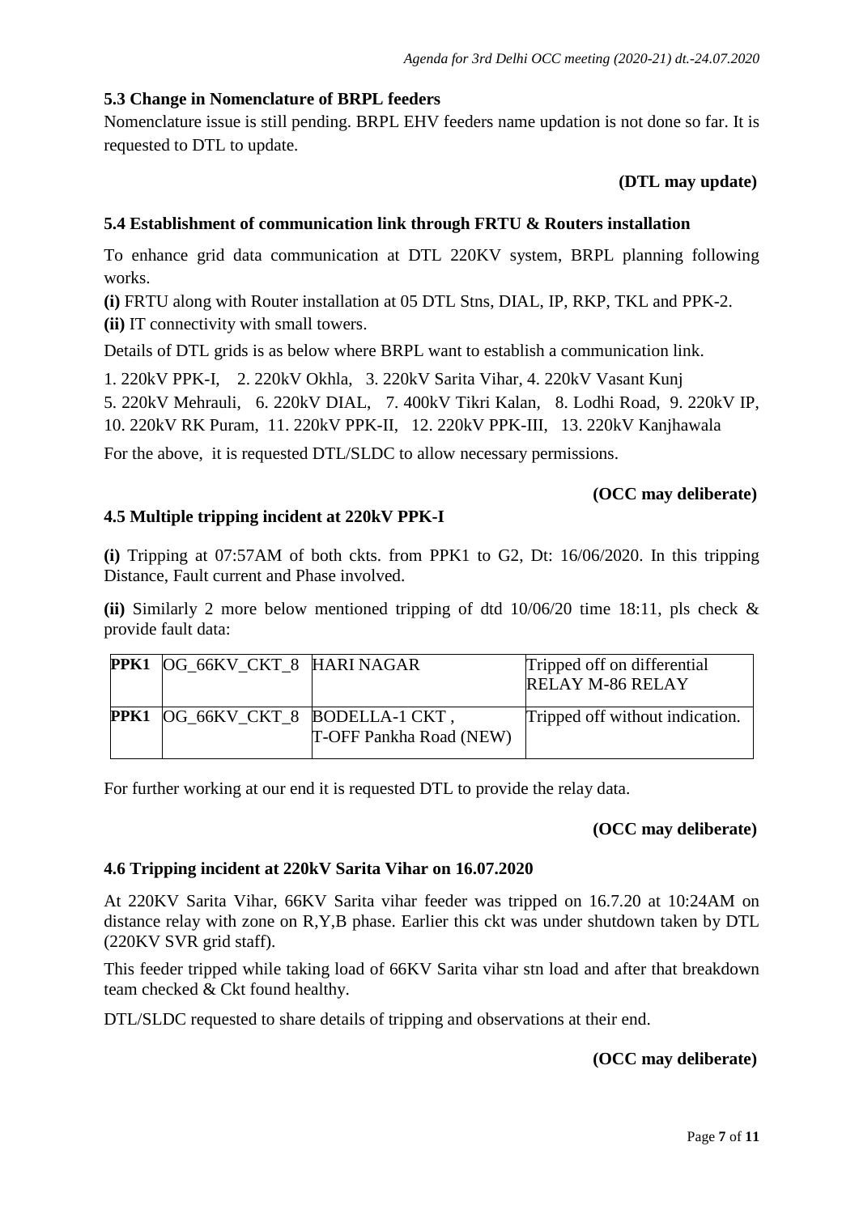### 5.3 Change in Nomenclature of BRPL feeders

Nomenclature issue is still pending. BRPL EHV feeders name updation is not done so far. It is requested to DTL to update.

**(DTL may update)**

### 5.4 Establishment of communication link through FRTU & Routers installation

To enhance grid data communication at DTL 220KV system, BRPL planning following works.

**(i)** FRTU along with Router installation at 05 DTL Stns, DIAL, IP, RKP, TKL and PPK-2.

**(ii)** IT connectivity with small towers.

Details of DTL grids is as below where BRPL want to establish a communication link.

1. 220kV PPK-I, 2. 220kV Okhla, 3. 220kV Sarita Vihar, 4. 220kV Vasant Kunj
5. 220kV Mehrauli, 6. 220kV DIAL, 7. 400kV Tikri Kalan, 8. Lodhi Road, 9. 220kV IP,
10. 220kV RK Puram, 11. 220kV PPK-II, 12. 220kV PPK-III, 13. 220kV Kanjhawala

For the above, it is requested DTL/SLDC to allow necessary permissions.

**(OCC may deliberate)**

### 4.5 Multiple tripping incident at 220kV PPK-I

**(i)** Tripping at 07:57AM of both ckts. from PPK1 to G2, Dt: 16/06/2020. In this tripping Distance, Fault current and Phase involved.

**(ii)** Similarly 2 more below mentioned tripping of dtd 10/06/20 time 18:11, pls check & provide fault data:

| **PPK1** | OG_66KV_CKT_8 | HARI NAGAR | Tripped off on differential RELAY M-86 RELAY |
|---|---|---|---|
| **PPK1** | OG_66KV_CKT_8 | BODELLA-1 CKT , T-OFF Pankha Road (NEW) | Tripped off without indication. |

For further working at our end it is requested DTL to provide the relay data.

**(OCC may deliberate)**

### 4.6 Tripping incident at 220kV Sarita Vihar on 16.07.2020

At 220KV Sarita Vihar, 66KV Sarita vihar feeder was tripped on 16.7.20 at 10:24AM on distance relay with zone on R,Y,B phase. Earlier this ckt was under shutdown taken by DTL (220KV SVR grid staff).

This feeder tripped while taking load of 66KV Sarita vihar stn load and after that breakdown team checked & Ckt found healthy.

DTL/SLDC requested to share details of tripping and observations at their end.

**(OCC may deliberate)**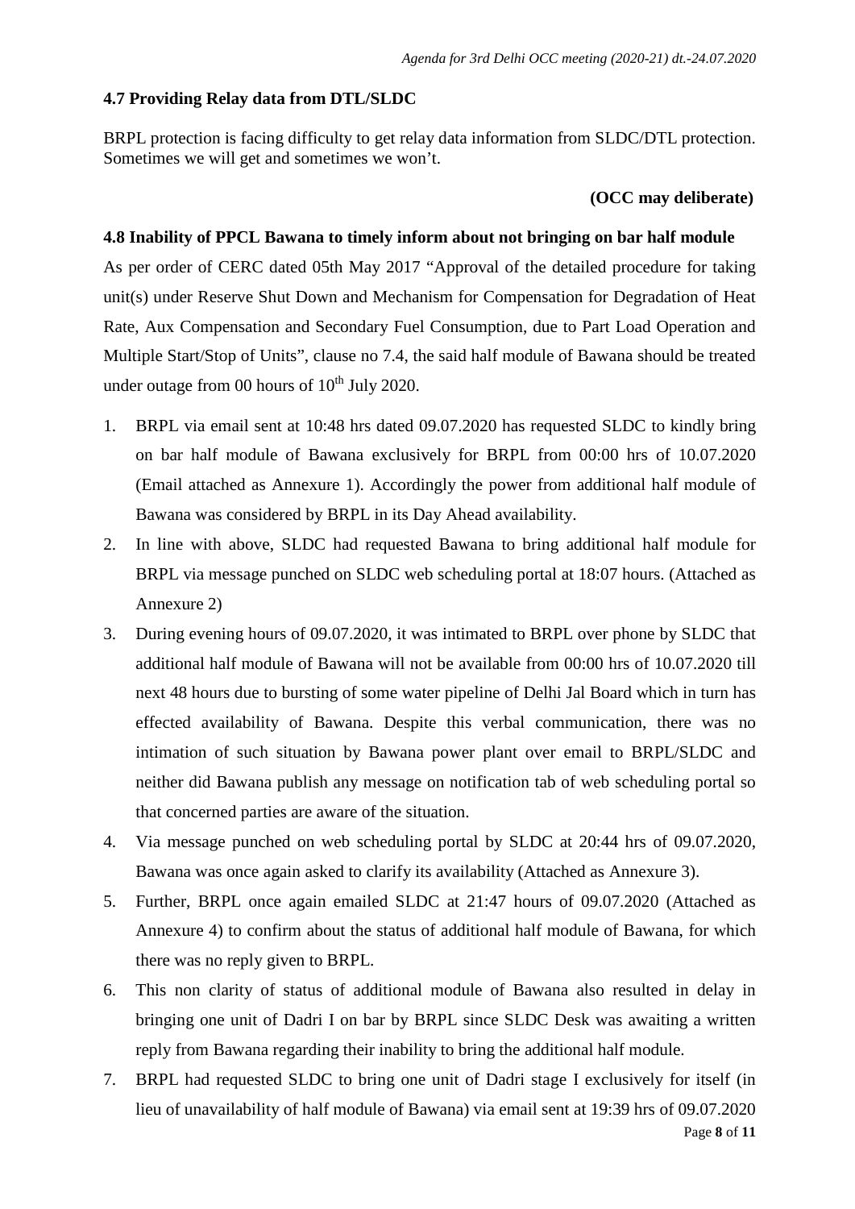### 4.7 Providing Relay data from DTL/SLDC

BRPL protection is facing difficulty to get relay data information from SLDC/DTL protection. Sometimes we will get and sometimes we won't.

**(OCC may deliberate)**

### 4.8 Inability of PPCL Bawana to timely inform about not bringing on bar half module

As per order of CERC dated 05th May 2017 "Approval of the detailed procedure for taking unit(s) under Reserve Shut Down and Mechanism for Compensation for Degradation of Heat Rate, Aux Compensation and Secondary Fuel Consumption, due to Part Load Operation and Multiple Start/Stop of Units", clause no 7.4, the said half module of Bawana should be treated under outage from 00 hours of 10th July 2020.

1. BRPL via email sent at 10:48 hrs dated 09.07.2020 has requested SLDC to kindly bring on bar half module of Bawana exclusively for BRPL from 00:00 hrs of 10.07.2020 (Email attached as Annexure 1). Accordingly the power from additional half module of Bawana was considered by BRPL in its Day Ahead availability.
2. In line with above, SLDC had requested Bawana to bring additional half module for BRPL via message punched on SLDC web scheduling portal at 18:07 hours. (Attached as Annexure 2)
3. During evening hours of 09.07.2020, it was intimated to BRPL over phone by SLDC that additional half module of Bawana will not be available from 00:00 hrs of 10.07.2020 till next 48 hours due to bursting of some water pipeline of Delhi Jal Board which in turn has effected availability of Bawana. Despite this verbal communication, there was no intimation of such situation by Bawana power plant over email to BRPL/SLDC and neither did Bawana publish any message on notification tab of web scheduling portal so that concerned parties are aware of the situation.
4. Via message punched on web scheduling portal by SLDC at 20:44 hrs of 09.07.2020, Bawana was once again asked to clarify its availability (Attached as Annexure 3).
5. Further, BRPL once again emailed SLDC at 21:47 hours of 09.07.2020 (Attached as Annexure 4) to confirm about the status of additional half module of Bawana, for which there was no reply given to BRPL.
6. This non clarity of status of additional module of Bawana also resulted in delay in bringing one unit of Dadri I on bar by BRPL since SLDC Desk was awaiting a written reply from Bawana regarding their inability to bring the additional half module.
7. BRPL had requested SLDC to bring one unit of Dadri stage I exclusively for itself (in lieu of unavailability of half module of Bawana) via email sent at 19:39 hrs of 09.07.2020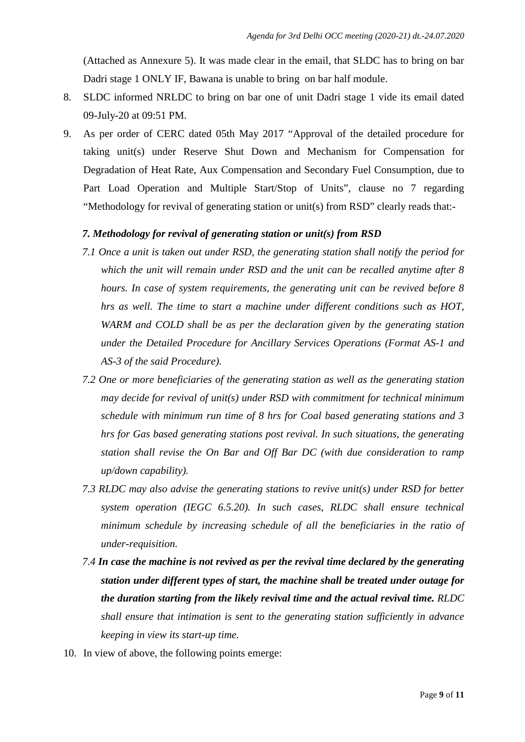(Attached as Annexure 5). It was made clear in the email, that SLDC has to bring on bar Dadri stage 1 ONLY IF, Bawana is unable to bring on bar half module.

8. SLDC informed NRLDC to bring on bar one of unit Dadri stage 1 vide its email dated 09-July-20 at 09:51 PM.

9. As per order of CERC dated 05th May 2017 "Approval of the detailed procedure for taking unit(s) under Reserve Shut Down and Mechanism for Compensation for Degradation of Heat Rate, Aux Compensation and Secondary Fuel Consumption, due to Part Load Operation and Multiple Start/Stop of Units", clause no 7 regarding "Methodology for revival of generating station or unit(s) from RSD" clearly reads that:-

   ***7. Methodology for revival of generating station or unit(s) from RSD***

   *7.1 Once a unit is taken out under RSD, the generating station shall notify the period for which the unit will remain under RSD and the unit can be recalled anytime after 8 hours. In case of system requirements, the generating unit can be revived before 8 hrs as well. The time to start a machine under different conditions such as HOT, WARM and COLD shall be as per the declaration given by the generating station under the Detailed Procedure for Ancillary Services Operations (Format AS-1 and AS-3 of the said Procedure).*

   *7.2 One or more beneficiaries of the generating station as well as the generating station may decide for revival of unit(s) under RSD with commitment for technical minimum schedule with minimum run time of 8 hrs for Coal based generating stations and 3 hrs for Gas based generating stations post revival. In such situations, the generating station shall revise the On Bar and Off Bar DC (with due consideration to ramp up/down capability).*

   *7.3 RLDC may also advise the generating stations to revive unit(s) under RSD for better system operation (IEGC 6.5.20). In such cases, RLDC shall ensure technical minimum schedule by increasing schedule of all the beneficiaries in the ratio of under-requisition.*

   *7.4* ***In case the machine is not revived as per the revival time declared by the generating station under different types of start, the machine shall be treated under outage for the duration starting from the likely revival time and the actual revival time.*** *RLDC shall ensure that intimation is sent to the generating station sufficiently in advance keeping in view its start-up time.*

10. In view of above, the following points emerge: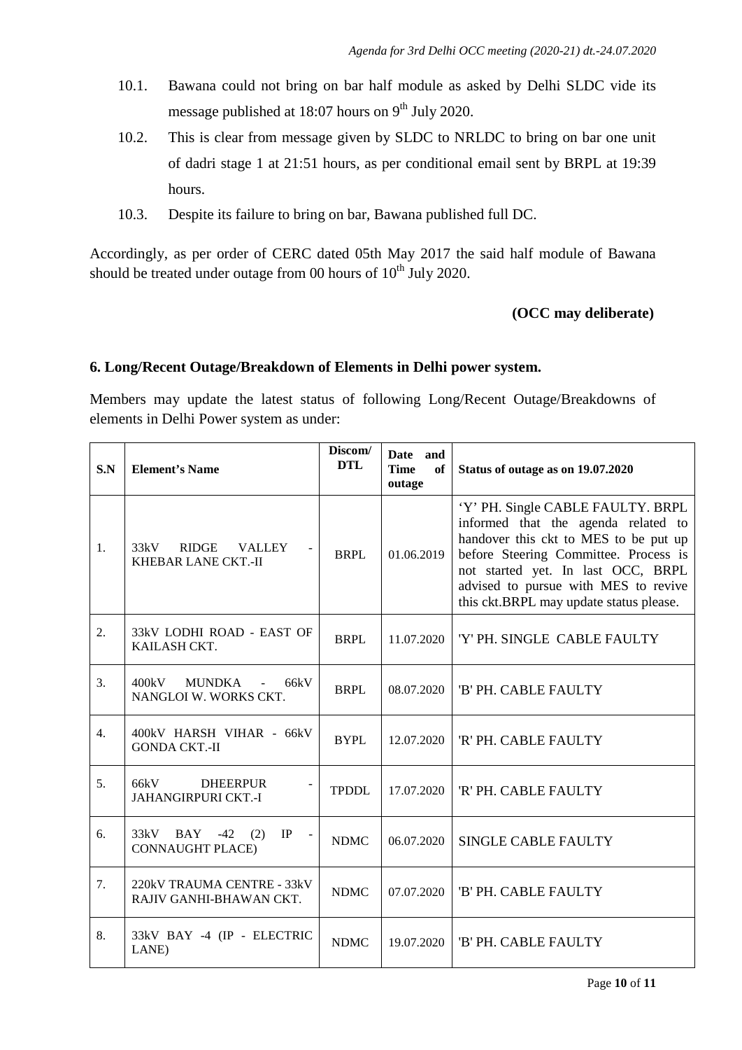10.1. Bawana could not bring on bar half module as asked by Delhi SLDC vide its message published at 18:07 hours on 9th July 2020.

10.2. This is clear from message given by SLDC to NRLDC to bring on bar one unit of dadri stage 1 at 21:51 hours, as per conditional email sent by BRPL at 19:39 hours.

10.3. Despite its failure to bring on bar, Bawana published full DC.

Accordingly, as per order of CERC dated 05th May 2017 the said half module of Bawana should be treated under outage from 00 hours of 10th July 2020.

**(OCC may deliberate)**

### 6. Long/Recent Outage/Breakdown of Elements in Delhi power system.

Members may update the latest status of following Long/Recent Outage/Breakdowns of elements in Delhi Power system as under:

| S.N | Element's Name | Discom/ DTL | Date and Time of outage | Status of outage as on 19.07.2020 |
|---|---|---|---|---|
| 1. | 33kV RIDGE VALLEY - KHEBAR LANE CKT.-II | BRPL | 01.06.2019 | 'Y' PH. Single CABLE FAULTY. BRPL informed that the agenda related to handover this ckt to MES to be put up before Steering Committee. Process is not started yet. In last OCC, BRPL advised to pursue with MES to revive this ckt.BRPL may update status please. |
| 2. | 33kV LODHI ROAD - EAST OF KAILASH CKT. | BRPL | 11.07.2020 | 'Y' PH. SINGLE CABLE FAULTY |
| 3. | 400kV MUNDKA - 66kV NANGLOI W. WORKS CKT. | BRPL | 08.07.2020 | 'B' PH. CABLE FAULTY |
| 4. | 400kV HARSH VIHAR - 66kV GONDA CKT.-II | BYPL | 12.07.2020 | 'R' PH. CABLE FAULTY |
| 5. | 66kV DHEERPUR - JAHANGIRPURI CKT.-I | TPDDL | 17.07.2020 | 'R' PH. CABLE FAULTY |
| 6. | 33kV BAY -42 (2) IP - CONNAUGHT PLACE) | NDMC | 06.07.2020 | SINGLE CABLE FAULTY |
| 7. | 220kV TRAUMA CENTRE - 33kV RAJIV GANHI-BHAWAN CKT. | NDMC | 07.07.2020 | 'B' PH. CABLE FAULTY |
| 8. | 33kV BAY -4 (IP - ELECTRIC LANE) | NDMC | 19.07.2020 | 'B' PH. CABLE FAULTY |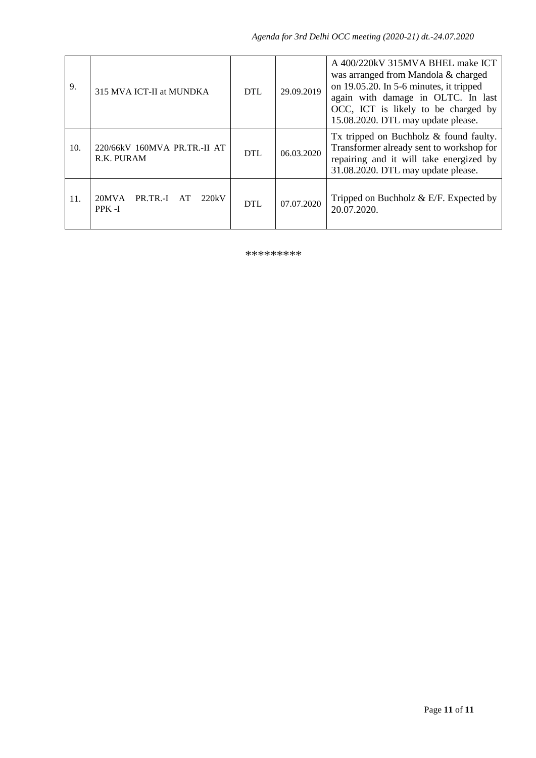| | | | | |
|---|---|---|---|---|
| 9. | 315 MVA ICT-II at MUNDKA | DTL | 29.09.2019 | A 400/220kV 315MVA BHEL make ICT was arranged from Mandola & charged on 19.05.20. In 5-6 minutes, it tripped again with damage in OLTC. In last OCC, ICT is likely to be charged by 15.08.2020. DTL may update please. |
| 10. | 220/66kV 160MVA PR.TR.-II AT R.K. PURAM | DTL | 06.03.2020 | Tx tripped on Buchholz & found faulty. Transformer already sent to workshop for repairing and it will take energized by 31.08.2020. DTL may update please. |
| 11. | 20MVA PR.TR.-I AT 220kV PPK -I | DTL | 07.07.2020 | Tripped on Buchholz & E/F. Expected by 20.07.2020. |

*********